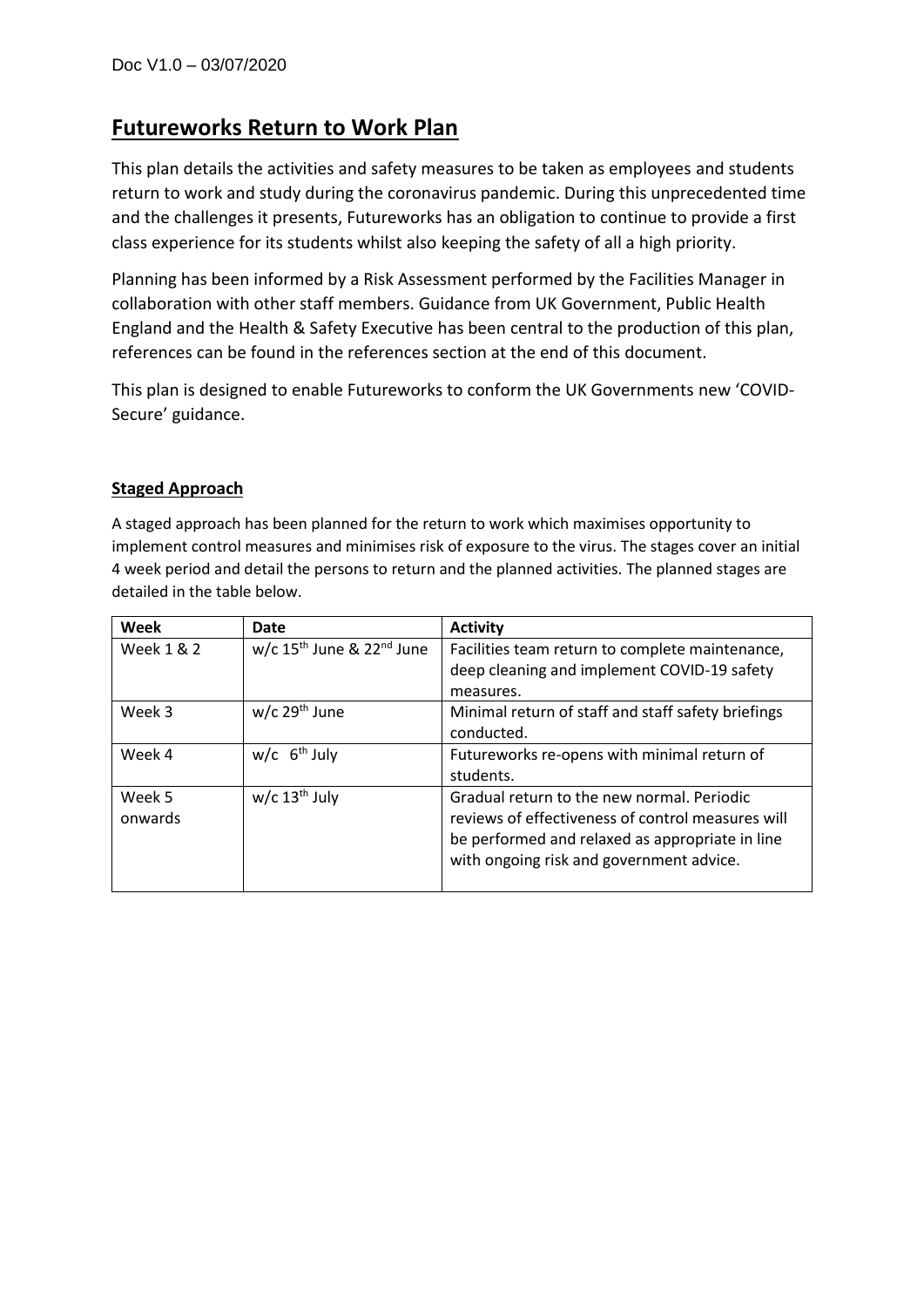Doc V1.0 – 03/07/2020

# Futureworks Return to Work Plan

This plan details the activities and safety measures to be taken as employees and students return to work and study during the coronavirus pandemic. During this unprecedented time and the challenges it presents, Futureworks has an obligation to continue to provide a first class experience for its students whilst also keeping the safety of all a high priority.

Planning has been informed by a Risk Assessment performed by the Facilities Manager in collaboration with other staff members. Guidance from UK Government, Public Health England and the Health & Safety Executive has been central to the production of this plan, references can be found in the references section at the end of this document.

This plan is designed to enable Futureworks to conform the UK Governments new 'COVID-Secure' guidance.

## Staged Approach

A staged approach has been planned for the return to work which maximises opportunity to implement control measures and minimises risk of exposure to the virus. The stages cover an initial 4 week period and detail the persons to return and the planned activities. The planned stages are detailed in the table below.

| Week | Date | Activity |
|---|---|---|
| Week 1 & 2 | w/c 15th June & 22nd June | Facilities team return to complete maintenance, deep cleaning and implement COVID-19 safety measures. |
| Week 3 | w/c 29th June | Minimal return of staff and staff safety briefings conducted. |
| Week 4 | w/c 6th July | Futureworks re-opens with minimal return of students. |
| Week 5 onwards | w/c 13th July | Gradual return to the new normal. Periodic reviews of effectiveness of control measures will be performed and relaxed as appropriate in line with ongoing risk and government advice. |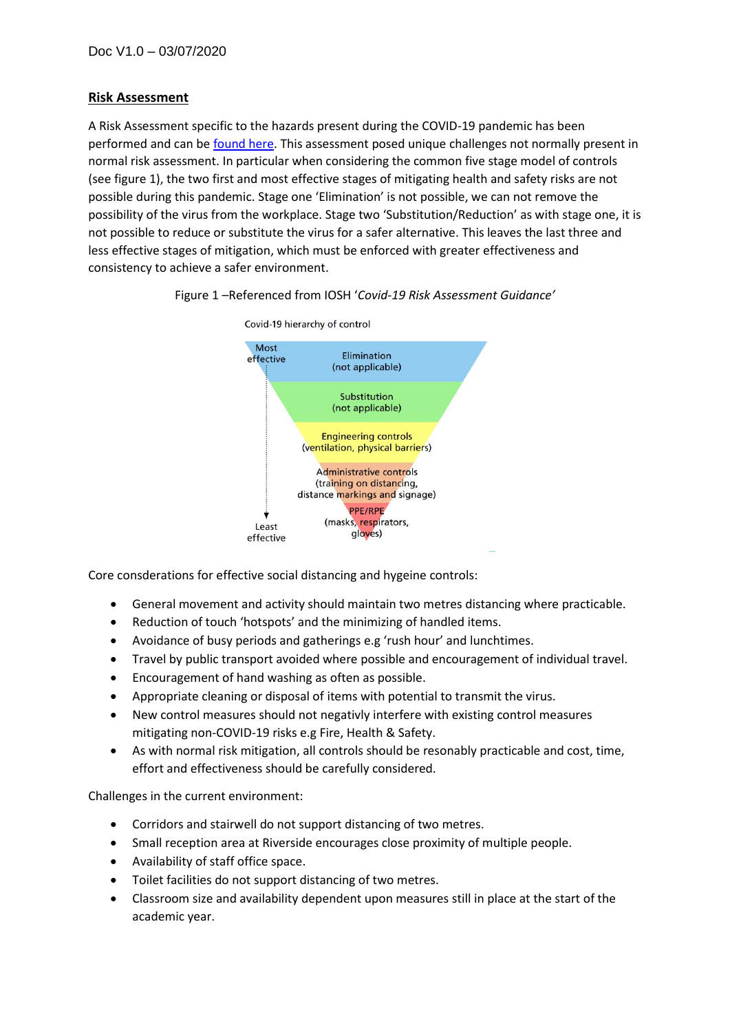Doc V1.0 – 03/07/2020

**Risk Assessment**

A Risk Assessment specific to the hazards present during the COVID-19 pandemic has been performed and can be found here. This assessment posed unique challenges not normally present in normal risk assessment. In particular when considering the common five stage model of controls (see figure 1), the two first and most effective stages of mitigating health and safety risks are not possible during this pandemic. Stage one 'Elimination' is not possible, we can not remove the possibility of the virus from the workplace. Stage two 'Substitution/Reduction' as with stage one, it is not possible to reduce or substitute the virus for a safer alternative. This leaves the last three and less effective stages of mitigation, which must be enforced with greater effectiveness and consistency to achieve a safer environment.

Figure 1 –Referenced from IOSH '*Covid-19 Risk Assessment Guidance*'

Covid-19 hierarchy of control

- Most effective
- Elimination (not applicable)
- Substitution (not applicable)
- Engineering controls (ventilation, physical barriers)
- Administrative controls (training on distancing, distance markings and signage)
- PPE/RPE (masks, respirators, gloves)
- Least effective

Core consderations for effective social distancing and hygeine controls:

- General movement and activity should maintain two metres distancing where practicable.
- Reduction of touch 'hotspots' and the minimizing of handled items.
- Avoidance of busy periods and gatherings e.g 'rush hour' and lunchtimes.
- Travel by public transport avoided where possible and encouragement of individual travel.
- Encouragement of hand washing as often as possible.
- Appropriate cleaning or disposal of items with potential to transmit the virus.
- New control measures should not negativly interfere with existing control measures mitigating non-COVID-19 risks e.g Fire, Health & Safety.
- As with normal risk mitigation, all controls should be resonably practicable and cost, time, effort and effectiveness should be carefully considered.

Challenges in the current environment:

- Corridors and stairwell do not support distancing of two metres.
- Small reception area at Riverside encourages close proximity of multiple people.
- Availability of staff office space.
- Toilet facilities do not support distancing of two metres.
- Classroom size and availability dependent upon measures still in place at the start of the academic year.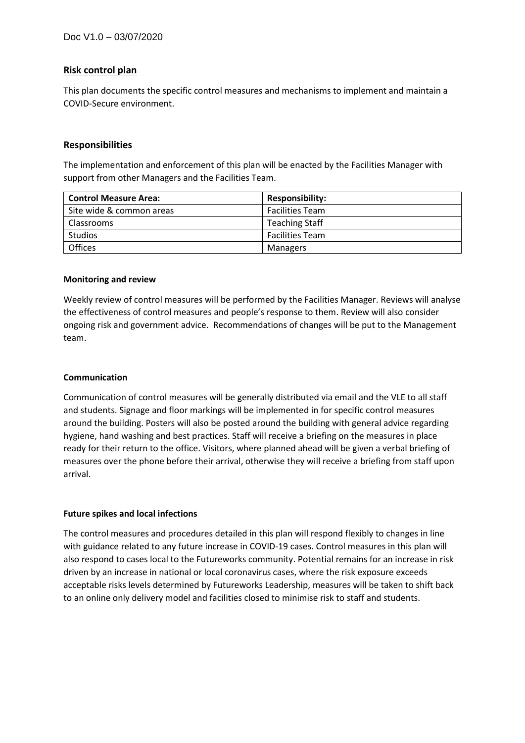## Risk control plan

This plan documents the specific control measures and mechanisms to implement and maintain a COVID-Secure environment.

### Responsibilities

The implementation and enforcement of this plan will be enacted by the Facilities Manager with support from other Managers and the Facilities Team.

| Control Measure Area: | Responsibility: |
|---|---|
| Site wide & common areas | Facilities Team |
| Classrooms | Teaching Staff |
| Studios | Facilities Team |
| Offices | Managers |

#### Monitoring and review

Weekly review of control measures will be performed by the Facilities Manager. Reviews will analyse the effectiveness of control measures and people's response to them. Review will also consider ongoing risk and government advice. Recommendations of changes will be put to the Management team.

#### Communication

Communication of control measures will be generally distributed via email and the VLE to all staff and students. Signage and floor markings will be implemented in for specific control measures around the building. Posters will also be posted around the building with general advice regarding hygiene, hand washing and best practices. Staff will receive a briefing on the measures in place ready for their return to the office. Visitors, where planned ahead will be given a verbal briefing of measures over the phone before their arrival, otherwise they will receive a briefing from staff upon arrival.

#### Future spikes and local infections

The control measures and procedures detailed in this plan will respond flexibly to changes in line with guidance related to any future increase in COVID-19 cases. Control measures in this plan will also respond to cases local to the Futureworks community. Potential remains for an increase in risk driven by an increase in national or local coronavirus cases, where the risk exposure exceeds acceptable risks levels determined by Futureworks Leadership, measures will be taken to shift back to an online only delivery model and facilities closed to minimise risk to staff and students.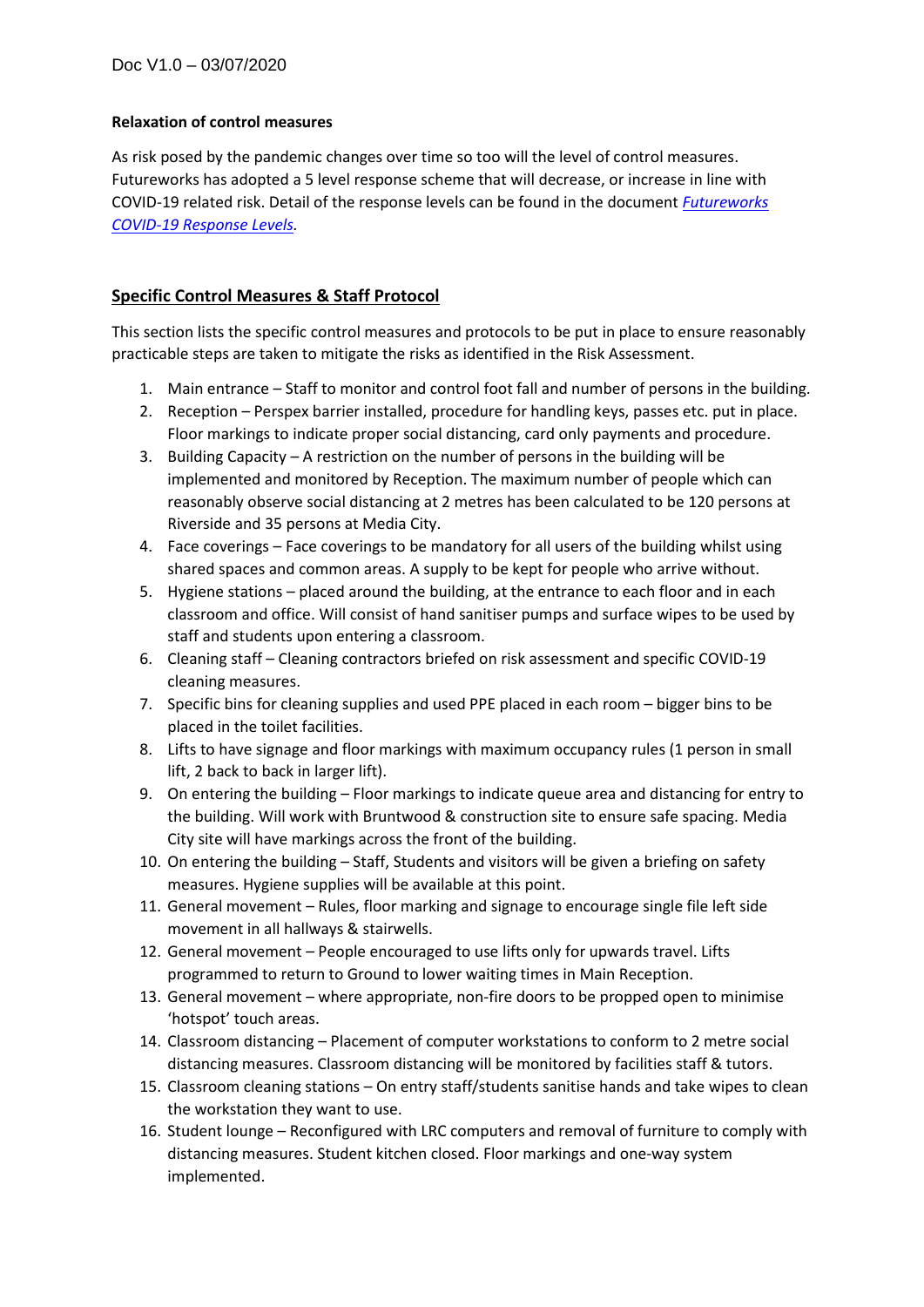Doc V1.0 – 03/07/2020

**Relaxation of control measures**

As risk posed by the pandemic changes over time so too will the level of control measures. Futureworks has adopted a 5 level response scheme that will decrease, or increase in line with COVID-19 related risk. Detail of the response levels can be found in the document *Futureworks COVID-19 Response Levels*.

## Specific Control Measures & Staff Protocol

This section lists the specific control measures and protocols to be put in place to ensure reasonably practicable steps are taken to mitigate the risks as identified in the Risk Assessment.

1. Main entrance – Staff to monitor and control foot fall and number of persons in the building.
2. Reception – Perspex barrier installed, procedure for handling keys, passes etc. put in place. Floor markings to indicate proper social distancing, card only payments and procedure.
3. Building Capacity – A restriction on the number of persons in the building will be implemented and monitored by Reception. The maximum number of people which can reasonably observe social distancing at 2 metres has been calculated to be 120 persons at Riverside and 35 persons at Media City.
4. Face coverings – Face coverings to be mandatory for all users of the building whilst using shared spaces and common areas. A supply to be kept for people who arrive without.
5. Hygiene stations – placed around the building, at the entrance to each floor and in each classroom and office. Will consist of hand sanitiser pumps and surface wipes to be used by staff and students upon entering a classroom.
6. Cleaning staff – Cleaning contractors briefed on risk assessment and specific COVID-19 cleaning measures.
7. Specific bins for cleaning supplies and used PPE placed in each room – bigger bins to be placed in the toilet facilities.
8. Lifts to have signage and floor markings with maximum occupancy rules (1 person in small lift, 2 back to back in larger lift).
9. On entering the building – Floor markings to indicate queue area and distancing for entry to the building. Will work with Bruntwood & construction site to ensure safe spacing. Media City site will have markings across the front of the building.
10. On entering the building – Staff, Students and visitors will be given a briefing on safety measures. Hygiene supplies will be available at this point.
11. General movement – Rules, floor marking and signage to encourage single file left side movement in all hallways & stairwells.
12. General movement – People encouraged to use lifts only for upwards travel. Lifts programmed to return to Ground to lower waiting times in Main Reception.
13. General movement – where appropriate, non-fire doors to be propped open to minimise 'hotspot' touch areas.
14. Classroom distancing – Placement of computer workstations to conform to 2 metre social distancing measures. Classroom distancing will be monitored by facilities staff & tutors.
15. Classroom cleaning stations – On entry staff/students sanitise hands and take wipes to clean the workstation they want to use.
16. Student lounge – Reconfigured with LRC computers and removal of furniture to comply with distancing measures. Student kitchen closed. Floor markings and one-way system implemented.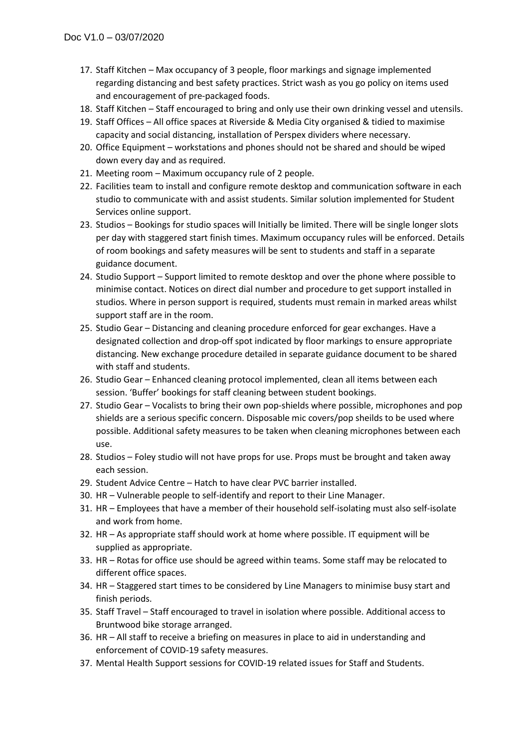17. Staff Kitchen – Max occupancy of 3 people, floor markings and signage implemented regarding distancing and best safety practices. Strict wash as you go policy on items used and encouragement of pre-packaged foods.
18. Staff Kitchen – Staff encouraged to bring and only use their own drinking vessel and utensils.
19. Staff Offices – All office spaces at Riverside & Media City organised & tidied to maximise capacity and social distancing, installation of Perspex dividers where necessary.
20. Office Equipment – workstations and phones should not be shared and should be wiped down every day and as required.
21. Meeting room – Maximum occupancy rule of 2 people.
22. Facilities team to install and configure remote desktop and communication software in each studio to communicate with and assist students. Similar solution implemented for Student Services online support.
23. Studios – Bookings for studio spaces will Initially be limited. There will be single longer slots per day with staggered start finish times. Maximum occupancy rules will be enforced. Details of room bookings and safety measures will be sent to students and staff in a separate guidance document.
24. Studio Support – Support limited to remote desktop and over the phone where possible to minimise contact. Notices on direct dial number and procedure to get support installed in studios. Where in person support is required, students must remain in marked areas whilst support staff are in the room.
25. Studio Gear – Distancing and cleaning procedure enforced for gear exchanges. Have a designated collection and drop-off spot indicated by floor markings to ensure appropriate distancing. New exchange procedure detailed in separate guidance document to be shared with staff and students.
26. Studio Gear – Enhanced cleaning protocol implemented, clean all items between each session. 'Buffer' bookings for staff cleaning between student bookings.
27. Studio Gear – Vocalists to bring their own pop-shields where possible, microphones and pop shields are a serious specific concern. Disposable mic covers/pop sheilds to be used where possible. Additional safety measures to be taken when cleaning microphones between each use.
28. Studios – Foley studio will not have props for use. Props must be brought and taken away each session.
29. Student Advice Centre – Hatch to have clear PVC barrier installed.
30. HR – Vulnerable people to self-identify and report to their Line Manager.
31. HR – Employees that have a member of their household self-isolating must also self-isolate and work from home.
32. HR – As appropriate staff should work at home where possible. IT equipment will be supplied as appropriate.
33. HR – Rotas for office use should be agreed within teams. Some staff may be relocated to different office spaces.
34. HR – Staggered start times to be considered by Line Managers to minimise busy start and finish periods.
35. Staff Travel – Staff encouraged to travel in isolation where possible. Additional access to Bruntwood bike storage arranged.
36. HR – All staff to receive a briefing on measures in place to aid in understanding and enforcement of COVID-19 safety measures.
37. Mental Health Support sessions for COVID-19 related issues for Staff and Students.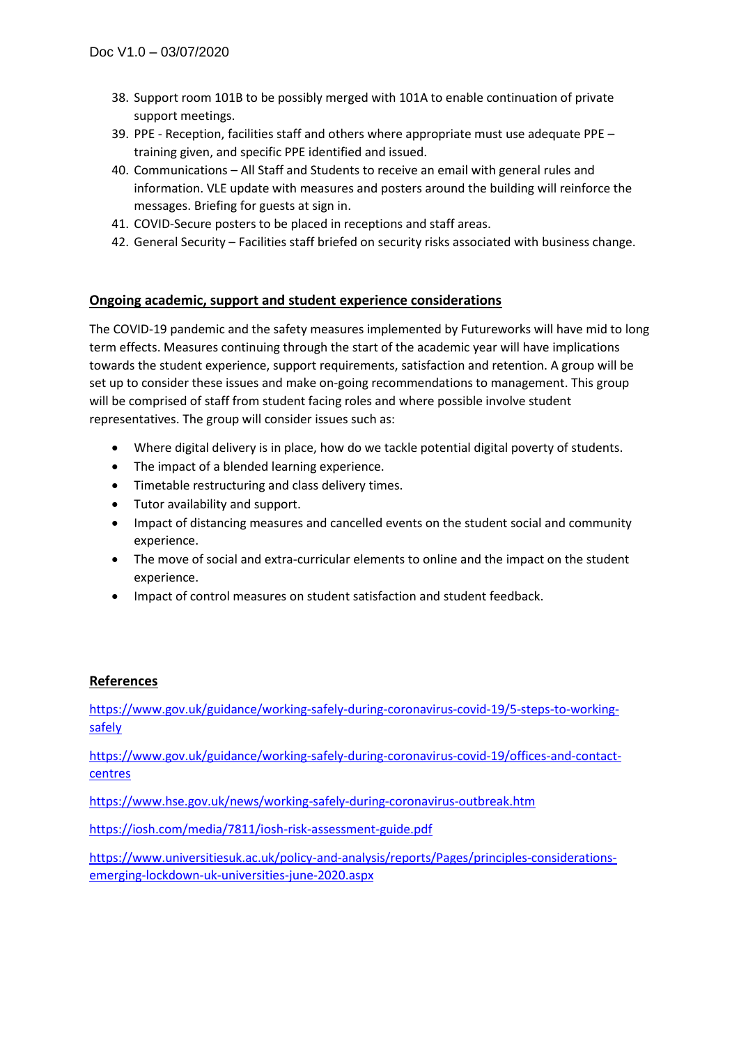38. Support room 101B to be possibly merged with 101A to enable continuation of private support meetings.
39. PPE - Reception, facilities staff and others where appropriate must use adequate PPE – training given, and specific PPE identified and issued.
40. Communications – All Staff and Students to receive an email with general rules and information. VLE update with measures and posters around the building will reinforce the messages. Briefing for guests at sign in.
41. COVID-Secure posters to be placed in receptions and staff areas.
42. General Security – Facilities staff briefed on security risks associated with business change.

## Ongoing academic, support and student experience considerations

The COVID-19 pandemic and the safety measures implemented by Futureworks will have mid to long term effects. Measures continuing through the start of the academic year will have implications towards the student experience, support requirements, satisfaction and retention. A group will be set up to consider these issues and make on-going recommendations to management. This group will be comprised of staff from student facing roles and where possible involve student representatives. The group will consider issues such as:

- Where digital delivery is in place, how do we tackle potential digital poverty of students.
- The impact of a blended learning experience.
- Timetable restructuring and class delivery times.
- Tutor availability and support.
- Impact of distancing measures and cancelled events on the student social and community experience.
- The move of social and extra-curricular elements to online and the impact on the student experience.
- Impact of control measures on student satisfaction and student feedback.

## References

https://www.gov.uk/guidance/working-safely-during-coronavirus-covid-19/5-steps-to-working-safely

https://www.gov.uk/guidance/working-safely-during-coronavirus-covid-19/offices-and-contact-centres

https://www.hse.gov.uk/news/working-safely-during-coronavirus-outbreak.htm

https://iosh.com/media/7811/iosh-risk-assessment-guide.pdf

https://www.universitiesuk.ac.uk/policy-and-analysis/reports/Pages/principles-considerations-emerging-lockdown-uk-universities-june-2020.aspx